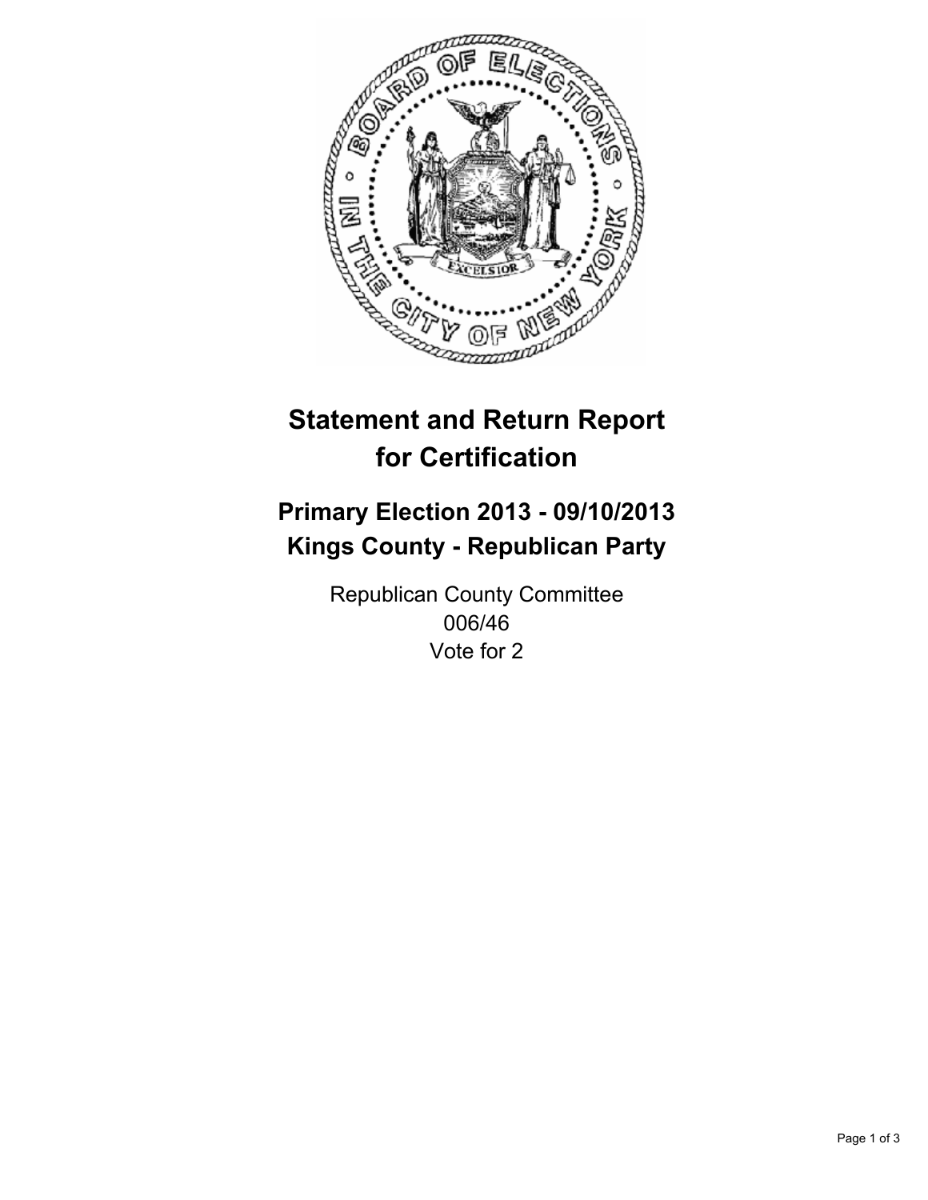# Statement and Return Report for Certification

## Primary Election 2013 - 09/10/2013
## Kings County - Republican Party

Republican County Committee
006/46
Vote for 2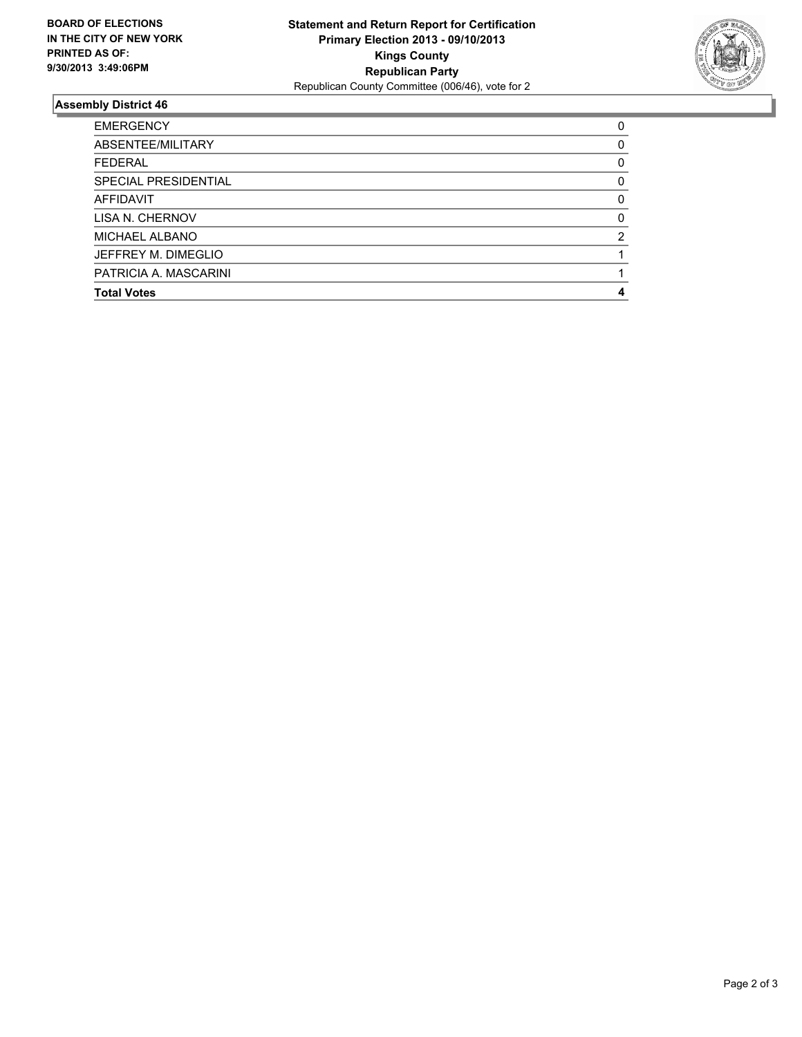**BOARD OF ELECTIONS IN THE CITY OF NEW YORK PRINTED AS OF: 9/30/2013 3:49:06PM**

**Statement and Return Report for Certification**
**Primary Election 2013 - 09/10/2013**
**Kings County**
**Republican Party**
Republican County Committee (006/46), vote for 2

## Assembly District 46

| | |
|---|---|
| EMERGENCY | 0 |
| ABSENTEE/MILITARY | 0 |
| FEDERAL | 0 |
| SPECIAL PRESIDENTIAL | 0 |
| AFFIDAVIT | 0 |
| LISA N. CHERNOV | 0 |
| MICHAEL ALBANO | 2 |
| JEFFREY M. DIMEGLIO | 1 |
| PATRICIA A. MASCARINI | 1 |
| **Total Votes** | **4** |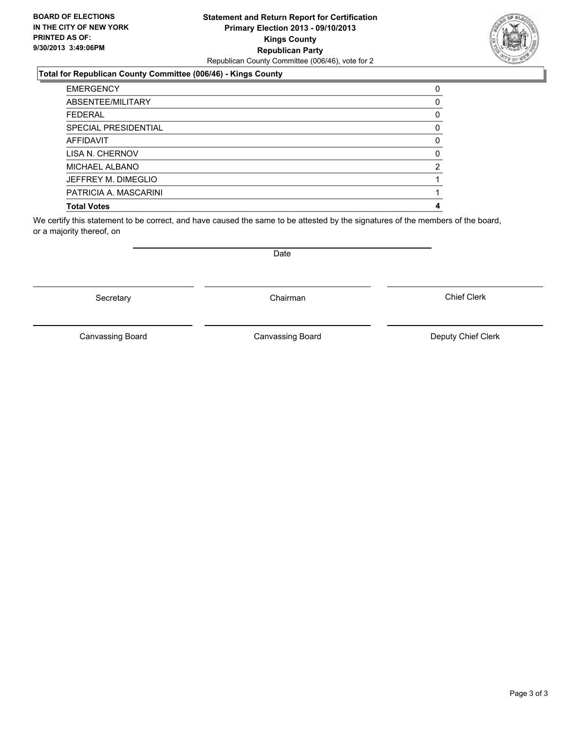**BOARD OF ELECTIONS IN THE CITY OF NEW YORK PRINTED AS OF: 9/30/2013 3:49:06PM**

**Statement and Return Report for Certification**
**Primary Election 2013 - 09/10/2013**
**Kings County**
**Republican Party**
Republican County Committee (006/46), vote for 2

**Total for Republican County Committee (006/46) - Kings County**

| | |
|---|---|
| EMERGENCY | 0 |
| ABSENTEE/MILITARY | 0 |
| FEDERAL | 0 |
| SPECIAL PRESIDENTIAL | 0 |
| AFFIDAVIT | 0 |
| LISA N. CHERNOV | 0 |
| MICHAEL ALBANO | 2 |
| JEFFREY M. DIMEGLIO | 1 |
| PATRICIA A. MASCARINI | 1 |
| **Total Votes** | **4** |

We certify this statement to be correct, and have caused the same to be attested by the signatures of the members of the board, or a majority thereof, on

Date

Secretary — Chairman — Chief Clerk

Canvassing Board — Canvassing Board — Deputy Chief Clerk